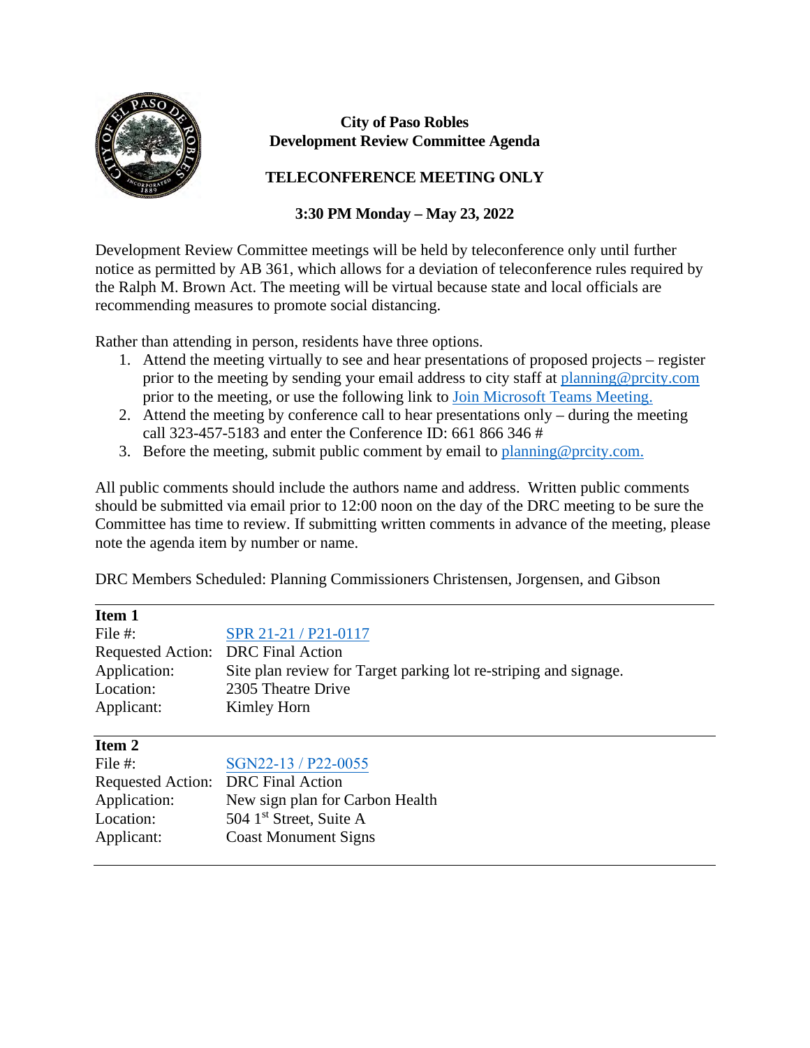**City of Paso Robles**
**Development Review Committee Agenda**

**TELECONFERENCE MEETING ONLY**

**3:30 PM Monday – May 23, 2022**

Development Review Committee meetings will be held by teleconference only until further notice as permitted by AB 361, which allows for a deviation of teleconference rules required by the Ralph M. Brown Act. The meeting will be virtual because state and local officials are recommending measures to promote social distancing.

Rather than attending in person, residents have three options.

1. Attend the meeting virtually to see and hear presentations of proposed projects – register prior to the meeting by sending your email address to city staff at planning@prcity.com prior to the meeting, or use the following link to Join Microsoft Teams Meeting.
2. Attend the meeting by conference call to hear presentations only – during the meeting call 323-457-5183 and enter the Conference ID: 661 866 346 #
3. Before the meeting, submit public comment by email to planning@prcity.com.

All public comments should include the authors name and address. Written public comments should be submitted via email prior to 12:00 noon on the day of the DRC meeting to be sure the Committee has time to review. If submitting written comments in advance of the meeting, please note the agenda item by number or name.

DRC Members Scheduled: Planning Commissioners Christensen, Jorgensen, and Gibson

**Item 1**

| | |
|---|---|
| File #: | SPR 21-21 / P21-0117 |
| Requested Action: | DRC Final Action |
| Application: | Site plan review for Target parking lot re-striping and signage. |
| Location: | 2305 Theatre Drive |
| Applicant: | Kimley Horn |

**Item 2**

| | |
|---|---|
| File #: | SGN22-13 / P22-0055 |
| Requested Action: | DRC Final Action |
| Application: | New sign plan for Carbon Health |
| Location: | 504 1st Street, Suite A |
| Applicant: | Coast Monument Signs |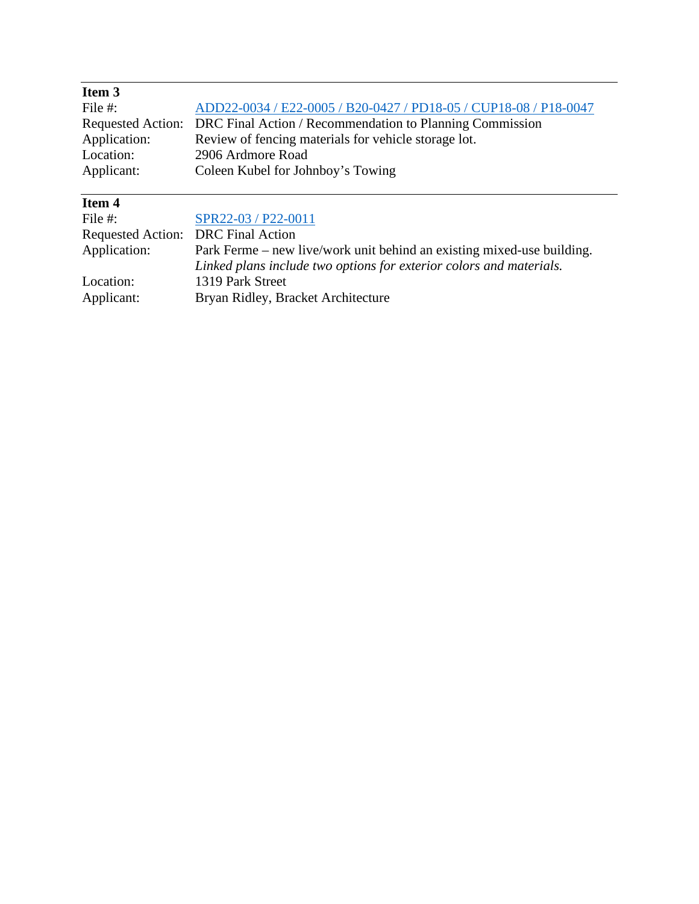**Item 3**

| | |
|---|---|
| File #: | ADD22-0034 / E22-0005 / B20-0427 / PD18-05 / CUP18-08 / P18-0047 |
| Requested Action: | DRC Final Action / Recommendation to Planning Commission |
| Application: | Review of fencing materials for vehicle storage lot. |
| Location: | 2906 Ardmore Road |
| Applicant: | Coleen Kubel for Johnboy's Towing |

**Item 4**

| | |
|---|---|
| File #: | SPR22-03 / P22-0011 |
| Requested Action: | DRC Final Action |
| Application: | Park Ferme – new live/work unit behind an existing mixed-use building. *Linked plans include two options for exterior colors and materials.* |
| Location: | 1319 Park Street |
| Applicant: | Bryan Ridley, Bracket Architecture |